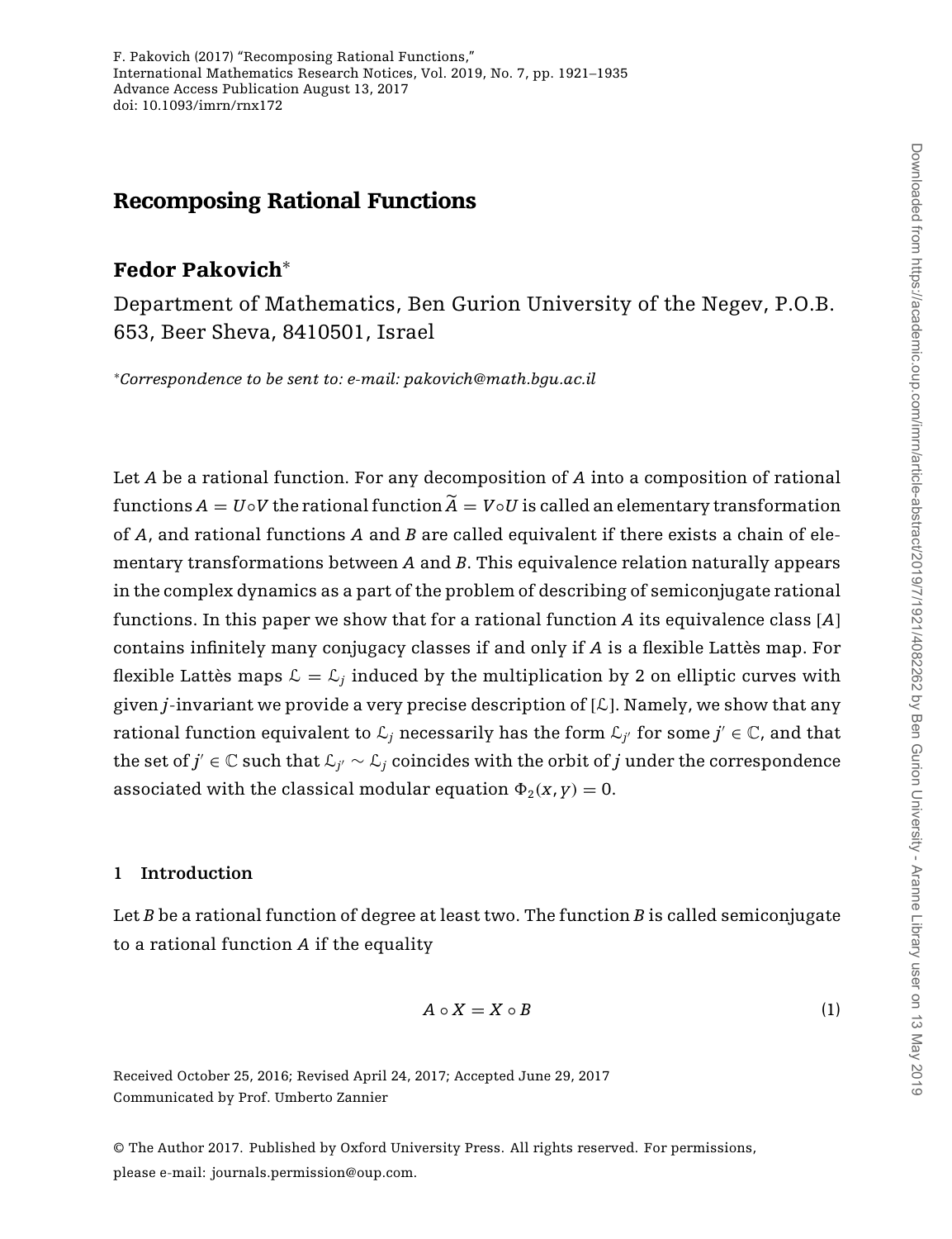# Recomposing Rational Functions

## Fedor Pakovich*

Department of Mathematics, Ben Gurion University of the Negev, P.O.B. 653, Beer Sheva, 8410501, Israel

*Correspondence to be sent to: e-mail: pakovich@math.bgu.ac.il

Let $A$ be a rational function. For any decomposition of $A$ into a composition of rational functions $A = U \circ V$ the rational function $\widetilde{A} = V \circ U$ is called an elementary transformation of $A$, and rational functions $A$ and $B$ are called equivalent if there exists a chain of elementary transformations between $A$ and $B$. This equivalence relation naturally appears in the complex dynamics as a part of the problem of describing of semiconjugate rational functions. In this paper we show that for a rational function $A$ its equivalence class $[A]$ contains infinitely many conjugacy classes if and only if $A$ is a flexible Lattès map. For flexible Lattès maps $\mathcal{L} = \mathcal{L}_j$ induced by the multiplication by 2 on elliptic curves with given $j$-invariant we provide a very precise description of $[\mathcal{L}]$. Namely, we show that any rational function equivalent to $\mathcal{L}_j$ necessarily has the form $\mathcal{L}_{j'}$ for some $j' \in \mathbb{C}$, and that the set of $j' \in \mathbb{C}$ such that $\mathcal{L}_{j'} \sim \mathcal{L}_j$ coincides with the orbit of $j$ under the correspondence associated with the classical modular equation $\Phi_2(x, y) = 0$.

## 1 Introduction

Let $B$ be a rational function of degree at least two. The function $B$ is called semiconjugate to a rational function $A$ if the equality

$$A \circ X = X \circ B \tag{1}$$

Received October 25, 2016; Revised April 24, 2017; Accepted June 29, 2017
Communicated by Prof. Umberto Zannier

© The Author 2017. Published by Oxford University Press. All rights reserved. For permissions, please e-mail: journals.permission@oup.com.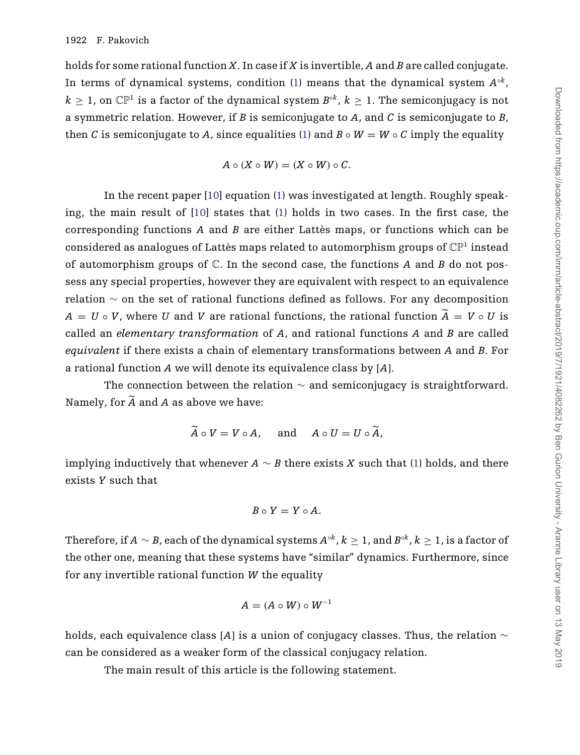holds for some rational function $X$. In case if $X$ is invertible, $A$ and $B$ are called conjugate. In terms of dynamical systems, condition (1) means that the dynamical system $A^{\circ k}$, $k \geq 1$, on $\mathbb{CP}^1$ is a factor of the dynamical system $B^{\circ k}$, $k \geq 1$. The semiconjugacy is not a symmetric relation. However, if $B$ is semiconjugate to $A$, and $C$ is semiconjugate to $B$, then $C$ is semiconjugate to $A$, since equalities (1) and $B \circ W = W \circ C$ imply the equality

$$A \circ (X \circ W) = (X \circ W) \circ C.$$

In the recent paper [10] equation (1) was investigated at length. Roughly speaking, the main result of [10] states that (1) holds in two cases. In the first case, the corresponding functions $A$ and $B$ are either Lattès maps, or functions which can be considered as analogues of Lattès maps related to automorphism groups of $\mathbb{CP}^1$ instead of automorphism groups of $\mathbb{C}$. In the second case, the functions $A$ and $B$ do not possess any special properties, however they are equivalent with respect to an equivalence relation $\sim$ on the set of rational functions defined as follows. For any decomposition $A = U \circ V$, where $U$ and $V$ are rational functions, the rational function $\widetilde{A} = V \circ U$ is called an *elementary transformation* of $A$, and rational functions $A$ and $B$ are called *equivalent* if there exists a chain of elementary transformations between $A$ and $B$. For a rational function $A$ we will denote its equivalence class by $[A]$.

The connection between the relation $\sim$ and semiconjugacy is straightforward. Namely, for $\widetilde{A}$ and $A$ as above we have:

$$\widetilde{A} \circ V = V \circ A, \quad \text{and} \quad A \circ U = U \circ \widetilde{A},$$

implying inductively that whenever $A \sim B$ there exists $X$ such that (1) holds, and there exists $Y$ such that

$$B \circ Y = Y \circ A.$$

Therefore, if $A \sim B$, each of the dynamical systems $A^{\circ k}$, $k \geq 1$, and $B^{\circ k}$, $k \geq 1$, is a factor of the other one, meaning that these systems have "similar" dynamics. Furthermore, since for any invertible rational function $W$ the equality

$$A = (A \circ W) \circ W^{-1}$$

holds, each equivalence class $[A]$ is a union of conjugacy classes. Thus, the relation $\sim$ can be considered as a weaker form of the classical conjugacy relation.

The main result of this article is the following statement.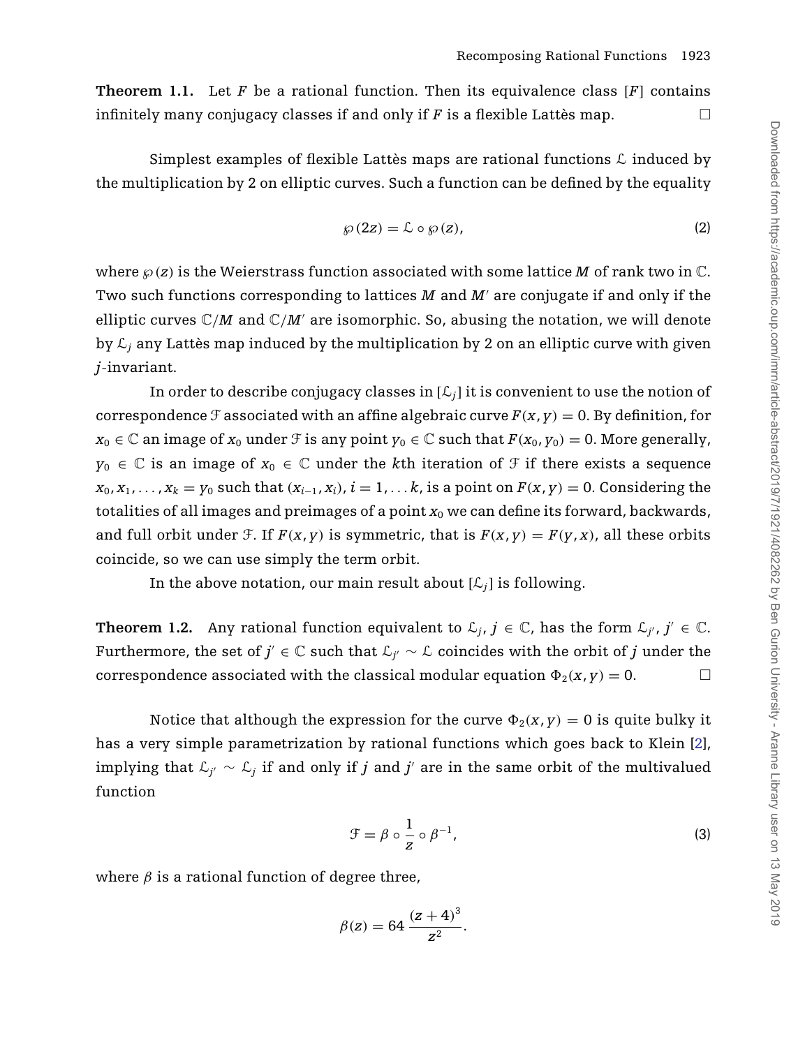**Theorem 1.1.** Let $F$ be a rational function. Then its equivalence class $[F]$ contains infinitely many conjugacy classes if and only if $F$ is a flexible Lattès map. $\square$

Simplest examples of flexible Lattès maps are rational functions $\mathcal{L}$ induced by the multiplication by 2 on elliptic curves. Such a function can be defined by the equality

$$\wp(2z) = \mathcal{L} \circ \wp(z), \tag{2}$$

where $\wp(z)$ is the Weierstrass function associated with some lattice $M$ of rank two in $\mathbb{C}$. Two such functions corresponding to lattices $M$ and $M'$ are conjugate if and only if the elliptic curves $\mathbb{C}/M$ and $\mathbb{C}/M'$ are isomorphic. So, abusing the notation, we will denote by $\mathcal{L}_j$ any Lattès map induced by the multiplication by 2 on an elliptic curve with given $j$-invariant.

In order to describe conjugacy classes in $[\mathcal{L}_j]$ it is convenient to use the notion of correspondence $\mathcal{F}$ associated with an affine algebraic curve $F(x, y) = 0$. By definition, for $x_0 \in \mathbb{C}$ an image of $x_0$ under $\mathcal{F}$ is any point $y_0 \in \mathbb{C}$ such that $F(x_0, y_0) = 0$. More generally, $y_0 \in \mathbb{C}$ is an image of $x_0 \in \mathbb{C}$ under the $k$th iteration of $\mathcal{F}$ if there exists a sequence $x_0, x_1, \ldots, x_k = y_0$ such that $(x_{i-1}, x_i)$, $i = 1, \ldots k$, is a point on $F(x, y) = 0$. Considering the totalities of all images and preimages of a point $x_0$ we can define its forward, backwards, and full orbit under $\mathcal{F}$. If $F(x, y)$ is symmetric, that is $F(x, y) = F(y, x)$, all these orbits coincide, so we can use simply the term orbit.

In the above notation, our main result about $[\mathcal{L}_j]$ is following.

**Theorem 1.2.** Any rational function equivalent to $\mathcal{L}_j$, $j \in \mathbb{C}$, has the form $\mathcal{L}_{j'}$, $j' \in \mathbb{C}$. Furthermore, the set of $j' \in \mathbb{C}$ such that $\mathcal{L}_{j'} \sim \mathcal{L}$ coincides with the orbit of $j$ under the correspondence associated with the classical modular equation $\Phi_2(x, y) = 0$. $\square$

Notice that although the expression for the curve $\Phi_2(x, y) = 0$ is quite bulky it has a very simple parametrization by rational functions which goes back to Klein [2], implying that $\mathcal{L}_{j'} \sim \mathcal{L}_j$ if and only if $j$ and $j'$ are in the same orbit of the multivalued function

$$\mathcal{F} = \beta \circ \frac{1}{z} \circ \beta^{-1}, \tag{3}$$

where $\beta$ is a rational function of degree three,

$$\beta(z) = 64 \, \frac{(z+4)^3}{z^2}.$$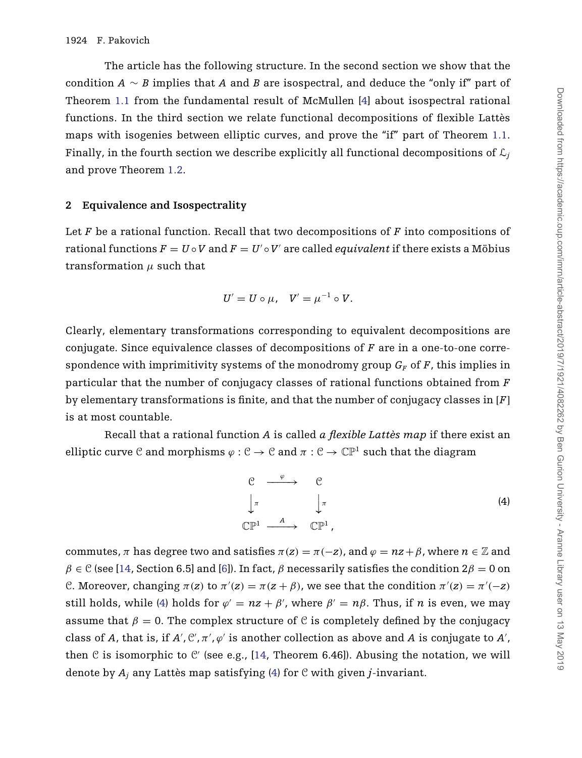The article has the following structure. In the second section we show that the condition $A \sim B$ implies that $A$ and $B$ are isospectral, and deduce the "only if" part of Theorem 1.1 from the fundamental result of McMullen [4] about isospectral rational functions. In the third section we relate functional decompositions of flexible Lattès maps with isogenies between elliptic curves, and prove the "if" part of Theorem 1.1. Finally, in the fourth section we describe explicitly all functional decompositions of $\mathcal{L}_j$ and prove Theorem 1.2.

## 2 Equivalence and Isospectrality

Let $F$ be a rational function. Recall that two decompositions of $F$ into compositions of rational functions $F = U \circ V$ and $F = U' \circ V'$ are called *equivalent* if there exists a Möbius transformation $\mu$ such that

$$U' = U \circ \mu, \quad V' = \mu^{-1} \circ V.$$

Clearly, elementary transformations corresponding to equivalent decompositions are conjugate. Since equivalence classes of decompositions of $F$ are in a one-to-one correspondence with imprimitivity systems of the monodromy group $G_F$ of $F$, this implies in particular that the number of conjugacy classes of rational functions obtained from $F$ by elementary transformations is finite, and that the number of conjugacy classes in $[F]$ is at most countable.

Recall that a rational function $A$ is called *a flexible Lattès map* if there exist an elliptic curve $\mathcal{C}$ and morphisms $\varphi : \mathcal{C} \to \mathcal{C}$ and $\pi : \mathcal{C} \to \mathbb{CP}^1$ such that the diagram

$$\begin{array}{ccc} \mathcal{C} & \xrightarrow{\varphi} & \mathcal{C} \\ \downarrow{\scriptstyle \pi} & & \downarrow{\scriptstyle \pi} \\ \mathbb{CP}^1 & \xrightarrow{A} & \mathbb{CP}^1 \end{array} \tag{4}$$

commutes, $\pi$ has degree two and satisfies $\pi(z) = \pi(-z)$, and $\varphi = nz + \beta$, where $n \in \mathbb{Z}$ and $\beta \in \mathcal{C}$ (see [14, Section 6.5] and [6]). In fact, $\beta$ necessarily satisfies the condition $2\beta = 0$ on $\mathcal{C}$. Moreover, changing $\pi(z)$ to $\pi'(z) = \pi(z + \beta)$, we see that the condition $\pi'(z) = \pi'(-z)$ still holds, while (4) holds for $\varphi' = nz + \beta'$, where $\beta' = n\beta$. Thus, if $n$ is even, we may assume that $\beta = 0$. The complex structure of $\mathcal{C}$ is completely defined by the conjugacy class of $A$, that is, if $A', \mathcal{C}', \pi', \varphi'$ is another collection as above and $A$ is conjugate to $A'$, then $\mathcal{C}$ is isomorphic to $\mathcal{C}'$ (see e.g., [14, Theorem 6.46]). Abusing the notation, we will denote by $A_j$ any Lattès map satisfying (4) for $\mathcal{C}$ with given $j$-invariant.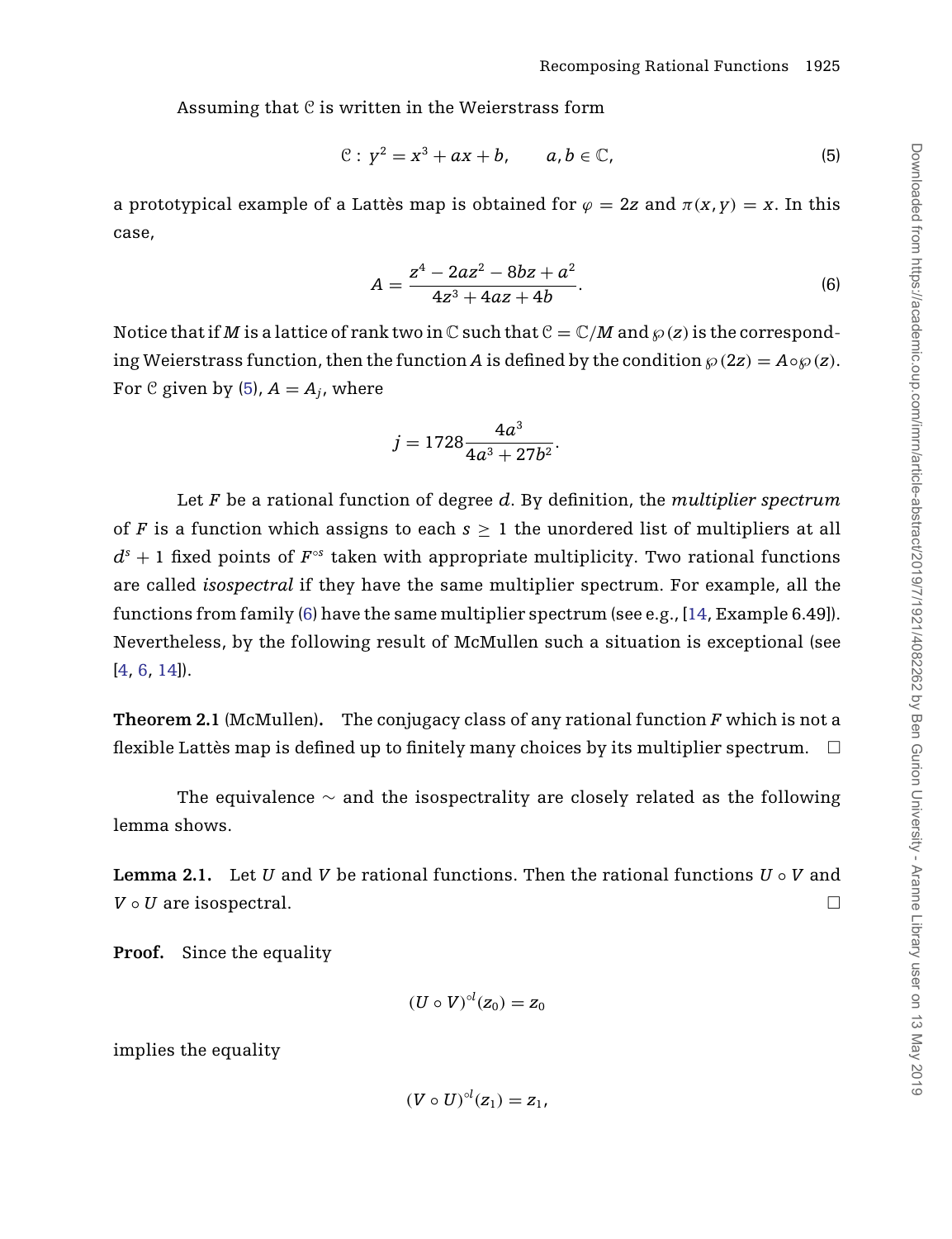Assuming that $\mathcal{C}$ is written in the Weierstrass form

$$\mathcal{C}: \; y^2 = x^3 + ax + b, \qquad a, b \in \mathbb{C}, \tag{5}$$

a prototypical example of a Lattès map is obtained for $\varphi = 2z$ and $\pi(x, y) = x$. In this case,

$$A = \frac{z^4 - 2az^2 - 8bz + a^2}{4z^3 + 4az + 4b}. \tag{6}$$

Notice that if $M$ is a lattice of rank two in $\mathbb{C}$ such that $\mathcal{C} = \mathbb{C}/M$ and $\wp(z)$ is the corresponding Weierstrass function, then the function $A$ is defined by the condition $\wp(2z) = A \circ \wp(z)$. For $\mathcal{C}$ given by (5), $A = A_j$, where

$$j = 1728 \frac{4a^3}{4a^3 + 27b^2}.$$

Let $F$ be a rational function of degree $d$. By definition, the *multiplier spectrum* of $F$ is a function which assigns to each $s \geq 1$ the unordered list of multipliers at all $d^s + 1$ fixed points of $F^{\circ s}$ taken with appropriate multiplicity. Two rational functions are called *isospectral* if they have the same multiplier spectrum. For example, all the functions from family (6) have the same multiplier spectrum (see e.g., [14, Example 6.49]). Nevertheless, by the following result of McMullen such a situation is exceptional (see [4, 6, 14]).

**Theorem 2.1** (McMullen)**.** The conjugacy class of any rational function $F$ which is not a flexible Lattès map is defined up to finitely many choices by its multiplier spectrum. □

The equivalence $\sim$ and the isospectrality are closely related as the following lemma shows.

**Lemma 2.1.** Let $U$ and $V$ be rational functions. Then the rational functions $U \circ V$ and $V \circ U$ are isospectral. □

**Proof.** Since the equality

$$(U \circ V)^{\circ l}(z_0) = z_0$$

implies the equality

$$(V \circ U)^{\circ l}(z_1) = z_1,$$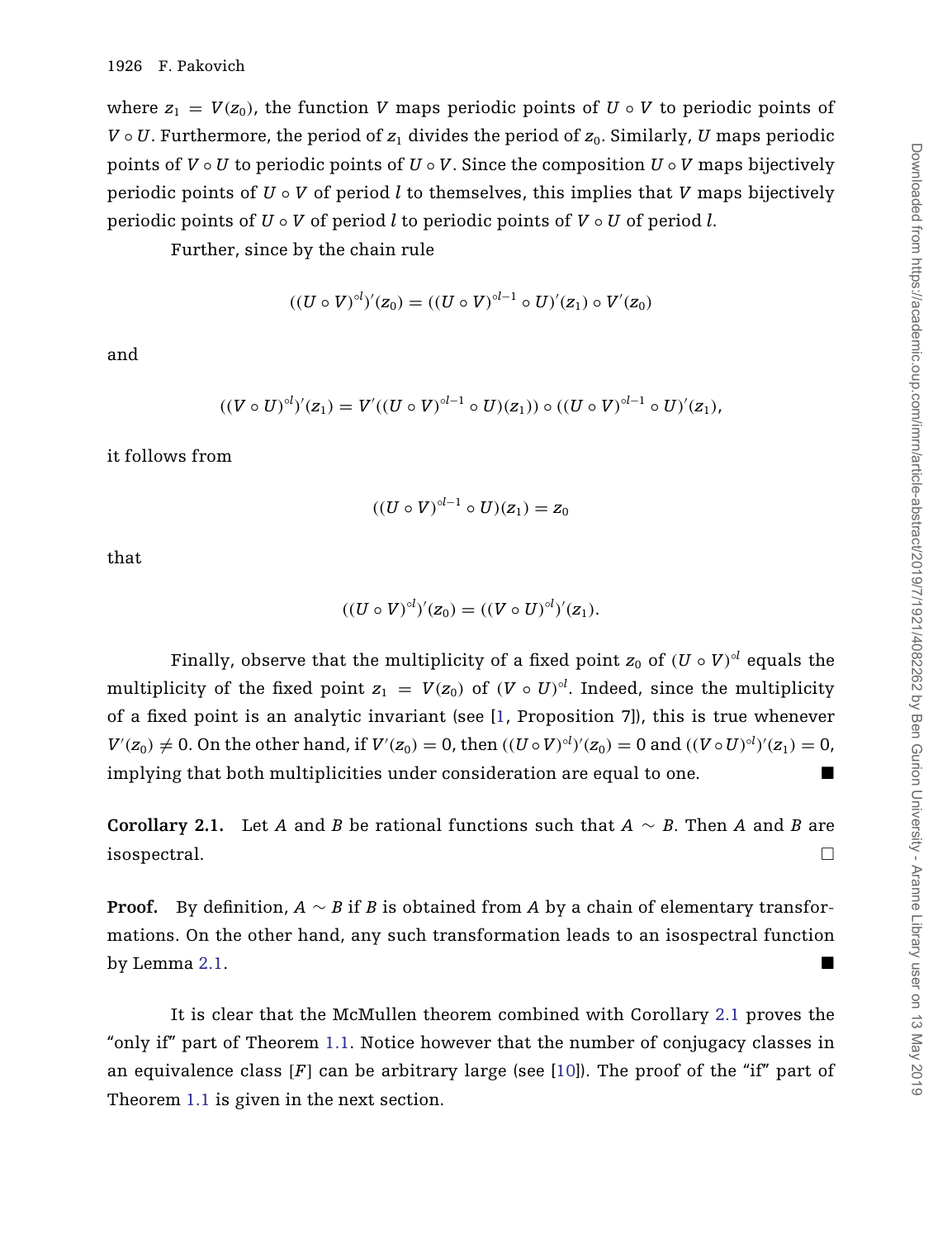where $z_1 = V(z_0)$, the function $V$ maps periodic points of $U \circ V$ to periodic points of $V \circ U$. Furthermore, the period of $z_1$ divides the period of $z_0$. Similarly, $U$ maps periodic points of $V \circ U$ to periodic points of $U \circ V$. Since the composition $U \circ V$ maps bijectively periodic points of $U \circ V$ of period $l$ to themselves, this implies that $V$ maps bijectively periodic points of $U \circ V$ of period $l$ to periodic points of $V \circ U$ of period $l$.

Further, since by the chain rule

$$((U \circ V)^{\circ l})'(z_0) = ((U \circ V)^{\circ l-1} \circ U)'(z_1) \circ V'(z_0)$$

and

$$((V \circ U)^{\circ l})'(z_1) = V'(((U \circ V)^{\circ l-1} \circ U)(z_1)) \circ ((U \circ V)^{\circ l-1} \circ U)'(z_1),$$

it follows from

$$((U \circ V)^{\circ l-1} \circ U)(z_1) = z_0$$

that

$$((U \circ V)^{\circ l})'(z_0) = ((V \circ U)^{\circ l})'(z_1).$$

Finally, observe that the multiplicity of a fixed point $z_0$ of $(U \circ V)^{\circ l}$ equals the multiplicity of the fixed point $z_1 = V(z_0)$ of $(V \circ U)^{\circ l}$. Indeed, since the multiplicity of a fixed point is an analytic invariant (see [1, Proposition 7]), this is true whenever $V'(z_0) \neq 0$. On the other hand, if $V'(z_0) = 0$, then $((U \circ V)^{\circ l})'(z_0) = 0$ and $((V \circ U)^{\circ l})'(z_1) = 0$, implying that both multiplicities under consideration are equal to one. ■

**Corollary 2.1.** Let $A$ and $B$ be rational functions such that $A \sim B$. Then $A$ and $B$ are isospectral. □

**Proof.** By definition, $A \sim B$ if $B$ is obtained from $A$ by a chain of elementary transformations. On the other hand, any such transformation leads to an isospectral function by Lemma 2.1. ■

It is clear that the McMullen theorem combined with Corollary 2.1 proves the "only if" part of Theorem 1.1. Notice however that the number of conjugacy classes in an equivalence class $[F]$ can be arbitrary large (see [10]). The proof of the "if" part of Theorem 1.1 is given in the next section.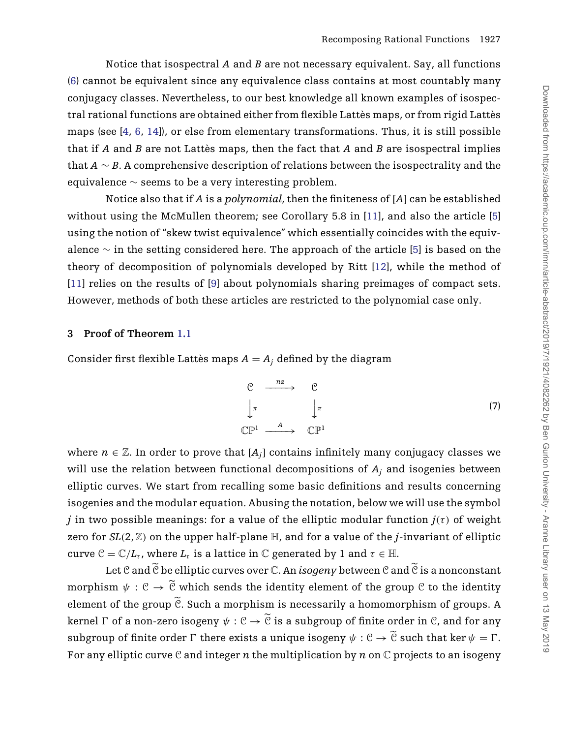Notice that isospectral $A$ and $B$ are not necessary equivalent. Say, all functions (6) cannot be equivalent since any equivalence class contains at most countably many conjugacy classes. Nevertheless, to our best knowledge all known examples of isospectral rational functions are obtained either from flexible Lattès maps, or from rigid Lattès maps (see [4, 6, 14]), or else from elementary transformations. Thus, it is still possible that if $A$ and $B$ are not Lattès maps, then the fact that $A$ and $B$ are isospectral implies that $A \sim B$. A comprehensive description of relations between the isospectrality and the equivalence $\sim$ seems to be a very interesting problem.

Notice also that if $A$ is a *polynomial*, then the finiteness of $[A]$ can be established without using the McMullen theorem; see Corollary 5.8 in [11], and also the article [5] using the notion of "skew twist equivalence" which essentially coincides with the equivalence $\sim$ in the setting considered here. The approach of the article [5] is based on the theory of decomposition of polynomials developed by Ritt [12], while the method of [11] relies on the results of [9] about polynomials sharing preimages of compact sets. However, methods of both these articles are restricted to the polynomial case only.

## 3 Proof of Theorem 1.1

Consider first flexible Lattès maps $A = A_j$ defined by the diagram

$$
\begin{array}{ccc}
\mathcal{C} & \xrightarrow{nz} & \mathcal{C} \\
\big\downarrow \pi & & \big\downarrow \pi \\
\mathbb{CP}^1 & \xrightarrow{A} & \mathbb{CP}^1
\end{array}
\qquad (7)
$$

where $n \in \mathbb{Z}$. In order to prove that $[A_j]$ contains infinitely many conjugacy classes we will use the relation between functional decompositions of $A_j$ and isogenies between elliptic curves. We start from recalling some basic definitions and results concerning isogenies and the modular equation. Abusing the notation, below we will use the symbol $j$ in two possible meanings: for a value of the elliptic modular function $j(\tau)$ of weight zero for $SL(2, \mathbb{Z})$ on the upper half-plane $\mathbb{H}$, and for a value of the $j$-invariant of elliptic curve $\mathcal{C} = \mathbb{C}/L_\tau$, where $L_\tau$ is a lattice in $\mathbb{C}$ generated by 1 and $\tau \in \mathbb{H}$.

Let $\mathcal{C}$ and $\widetilde{\mathcal{C}}$ be elliptic curves over $\mathbb{C}$. An *isogeny* between $\mathcal{C}$ and $\widetilde{\mathcal{C}}$ is a nonconstant morphism $\psi : \mathcal{C} \to \widetilde{\mathcal{C}}$ which sends the identity element of the group $\mathcal{C}$ to the identity element of the group $\widetilde{\mathcal{C}}$. Such a morphism is necessarily a homomorphism of groups. A kernel $\Gamma$ of a non-zero isogeny $\psi : \mathcal{C} \to \widetilde{\mathcal{C}}$ is a subgroup of finite order in $\mathcal{C}$, and for any subgroup of finite order $\Gamma$ there exists a unique isogeny $\psi : \mathcal{C} \to \widetilde{\mathcal{C}}$ such that $\ker \psi = \Gamma$. For any elliptic curve $\mathcal{C}$ and integer $n$ the multiplication by $n$ on $\mathbb{C}$ projects to an isogeny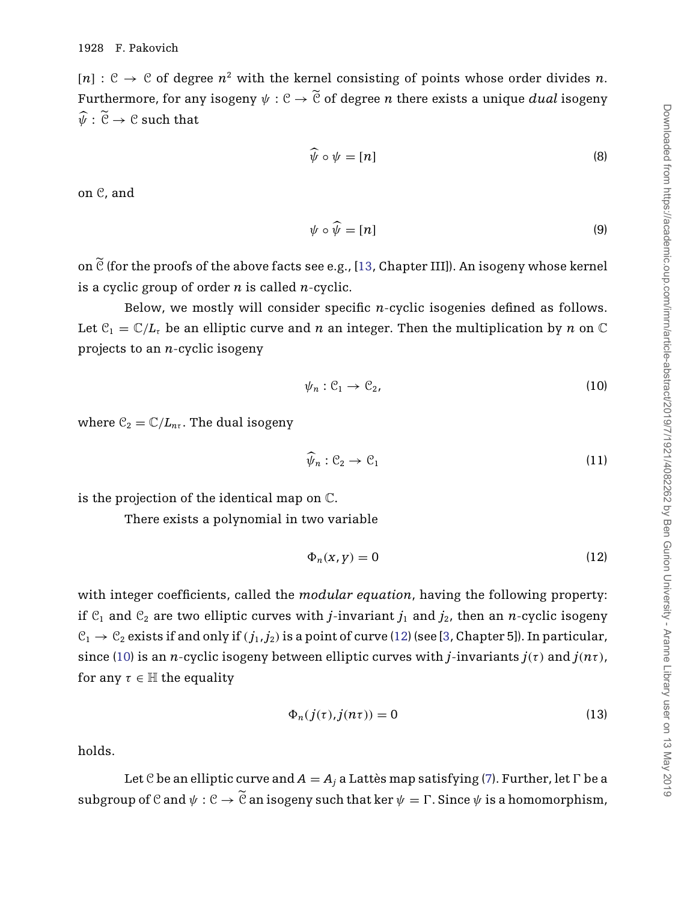$[n] : \mathcal{C} \to \mathcal{C}$ of degree $n^2$ with the kernel consisting of points whose order divides $n$. Furthermore, for any isogeny $\psi : \mathcal{C} \to \widetilde{\mathcal{C}}$ of degree $n$ there exists a unique *dual* isogeny $\widehat{\psi} : \widetilde{\mathcal{C}} \to \mathcal{C}$ such that

$$\widehat{\psi} \circ \psi = [n] \tag{8}$$

on $\mathcal{C}$, and

$$\psi \circ \widehat{\psi} = [n] \tag{9}$$

on $\widetilde{\mathcal{C}}$ (for the proofs of the above facts see e.g., [13, Chapter III]). An isogeny whose kernel is a cyclic group of order $n$ is called $n$-cyclic.

Below, we mostly will consider specific $n$-cyclic isogenies defined as follows. Let $\mathcal{C}_1 = \mathbb{C}/L_\tau$ be an elliptic curve and $n$ an integer. Then the multiplication by $n$ on $\mathbb{C}$ projects to an $n$-cyclic isogeny

$$\psi_n : \mathcal{C}_1 \to \mathcal{C}_2, \tag{10}$$

where $\mathcal{C}_2 = \mathbb{C}/L_{n\tau}$. The dual isogeny

$$\widehat{\psi}_n : \mathcal{C}_2 \to \mathcal{C}_1 \tag{11}$$

is the projection of the identical map on $\mathbb{C}$.

There exists a polynomial in two variable

$$\Phi_n(x, y) = 0 \tag{12}$$

with integer coefficients, called the *modular equation*, having the following property: if $\mathcal{C}_1$ and $\mathcal{C}_2$ are two elliptic curves with $j$-invariant $j_1$ and $j_2$, then an $n$-cyclic isogeny $\mathcal{C}_1 \to \mathcal{C}_2$ exists if and only if $(j_1, j_2)$ is a point of curve (12) (see [3, Chapter 5]). In particular, since (10) is an $n$-cyclic isogeny between elliptic curves with $j$-invariants $j(\tau)$ and $j(n\tau)$, for any $\tau \in \mathbb{H}$ the equality

$$\Phi_n(j(\tau), j(n\tau)) = 0 \tag{13}$$

holds.

Let $\mathcal{C}$ be an elliptic curve and $A = A_j$ a Lattès map satisfying (7). Further, let $\Gamma$ be a subgroup of $\mathcal{C}$ and $\psi : \mathcal{C} \to \widetilde{\mathcal{C}}$ an isogeny such that $\ker \psi = \Gamma$. Since $\psi$ is a homomorphism,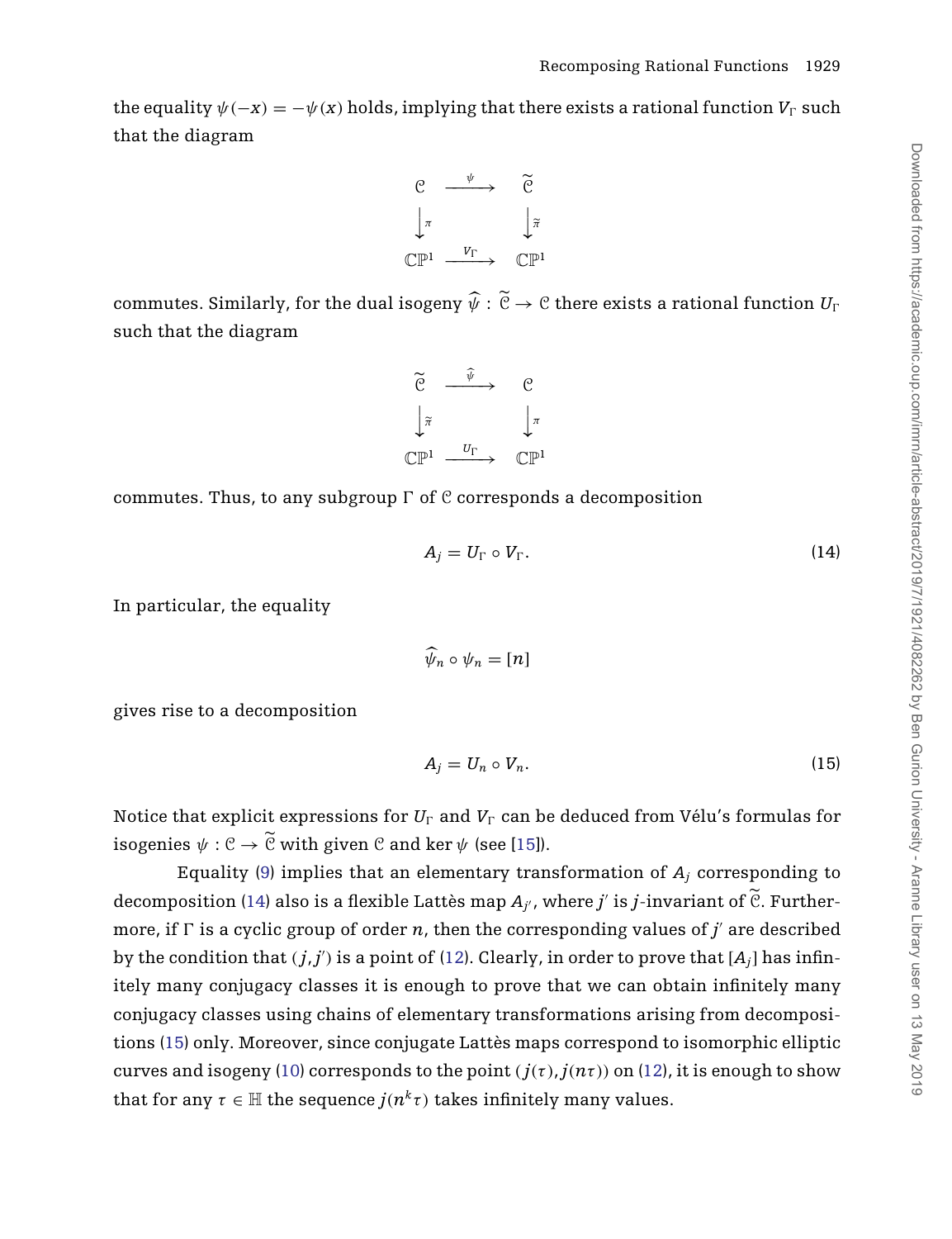the equality $\psi(-x) = -\psi(x)$ holds, implying that there exists a rational function $V_\Gamma$ such that the diagram

$$\begin{array}{ccc} \mathcal{C} & \xrightarrow{\psi} & \widetilde{\mathcal{C}} \\ \downarrow{\scriptstyle \pi} & & \downarrow{\scriptstyle \widetilde{\pi}} \\ \mathbb{CP}^1 & \xrightarrow{V_\Gamma} & \mathbb{CP}^1 \end{array}$$

commutes. Similarly, for the dual isogeny $\widehat{\psi} : \widetilde{\mathcal{C}} \to \mathcal{C}$ there exists a rational function $U_\Gamma$ such that the diagram

$$\begin{array}{ccc} \widetilde{\mathcal{C}} & \xrightarrow{\widehat{\psi}} & \mathcal{C} \\ \downarrow{\scriptstyle \widetilde{\pi}} & & \downarrow{\scriptstyle \pi} \\ \mathbb{CP}^1 & \xrightarrow{U_\Gamma} & \mathbb{CP}^1 \end{array}$$

commutes. Thus, to any subgroup $\Gamma$ of $\mathcal{C}$ corresponds a decomposition

$$A_j = U_\Gamma \circ V_\Gamma. \tag{14}$$

In particular, the equality

$$\widehat{\psi}_n \circ \psi_n = [n]$$

gives rise to a decomposition

$$A_j = U_n \circ V_n. \tag{15}$$

Notice that explicit expressions for $U_\Gamma$ and $V_\Gamma$ can be deduced from Vélu's formulas for isogenies $\psi : \mathcal{C} \to \widetilde{\mathcal{C}}$ with given $\mathcal{C}$ and $\ker \psi$ (see [15]).

Equality (9) implies that an elementary transformation of $A_j$ corresponding to decomposition (14) also is a flexible Lattès map $A_{j'}$, where $j'$ is $j$-invariant of $\widetilde{\mathcal{C}}$. Furthermore, if $\Gamma$ is a cyclic group of order $n$, then the corresponding values of $j'$ are described by the condition that $(j, j')$ is a point of (12). Clearly, in order to prove that $[A_j]$ has infinitely many conjugacy classes it is enough to prove that we can obtain infinitely many conjugacy classes using chains of elementary transformations arising from decompositions (15) only. Moreover, since conjugate Lattès maps correspond to isomorphic elliptic curves and isogeny (10) corresponds to the point $(j(\tau), j(n\tau))$ on (12), it is enough to show that for any $\tau \in \mathbb{H}$ the sequence $j(n^k\tau)$ takes infinitely many values.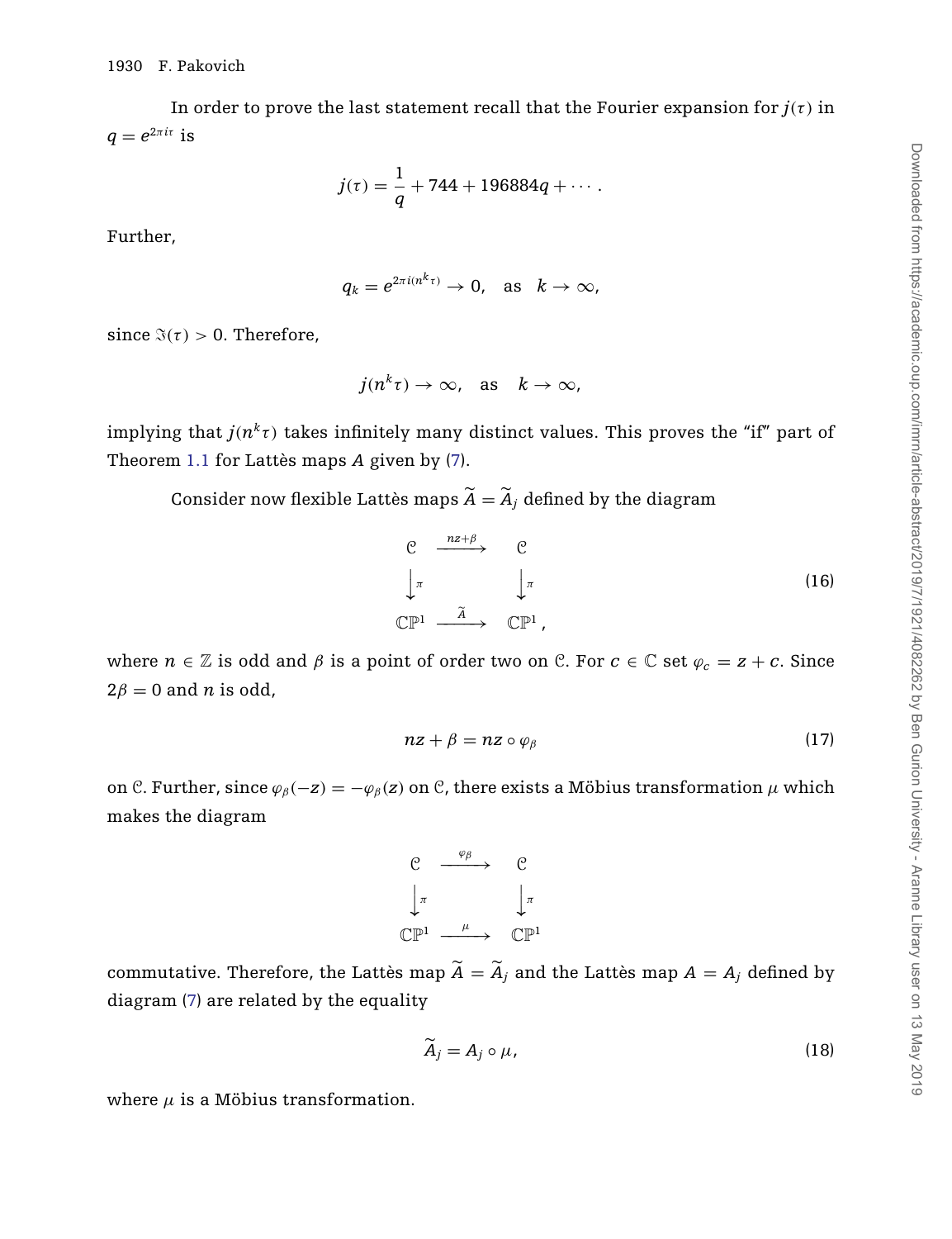In order to prove the last statement recall that the Fourier expansion for $j(\tau)$ in $q = e^{2\pi i\tau}$ is

$$j(\tau) = \frac{1}{q} + 744 + 196884q + \cdots .$$

Further,

$$q_k = e^{2\pi i(n^k\tau)} \to 0, \quad \text{as} \quad k \to \infty,$$

since $\Im(\tau) > 0$. Therefore,

$$j(n^k\tau) \to \infty, \quad \text{as} \quad k \to \infty,$$

implying that $j(n^k\tau)$ takes infinitely many distinct values. This proves the "if" part of Theorem 1.1 for Lattès maps $A$ given by (7).

Consider now flexible Lattès maps $\widetilde{A} = \widetilde{A}_j$ defined by the diagram

$$\begin{array}{ccc} \mathcal{C} & \xrightarrow{nz+\beta} & \mathcal{C} \\ \downarrow \pi & & \downarrow \pi \\ \mathbb{CP}^1 & \xrightarrow{\widetilde{A}} & \mathbb{CP}^1 , \end{array} \tag{16}$$

where $n \in \mathbb{Z}$ is odd and $\beta$ is a point of order two on $\mathcal{C}$. For $c \in \mathbb{C}$ set $\varphi_c = z + c$. Since $2\beta = 0$ and $n$ is odd,

$$nz + \beta = nz \circ \varphi_\beta \tag{17}$$

on $\mathcal{C}$. Further, since $\varphi_\beta(-z) = -\varphi_\beta(z)$ on $\mathcal{C}$, there exists a Möbius transformation $\mu$ which makes the diagram

$$\begin{array}{ccc} \mathcal{C} & \xrightarrow{\varphi_\beta} & \mathcal{C} \\ \downarrow \pi & & \downarrow \pi \\ \mathbb{CP}^1 & \xrightarrow{\mu} & \mathbb{CP}^1 \end{array}$$

commutative. Therefore, the Lattès map $\widetilde{A} = \widetilde{A}_j$ and the Lattès map $A = A_j$ defined by diagram (7) are related by the equality

$$\widetilde{A}_j = A_j \circ \mu, \tag{18}$$

where $\mu$ is a Möbius transformation.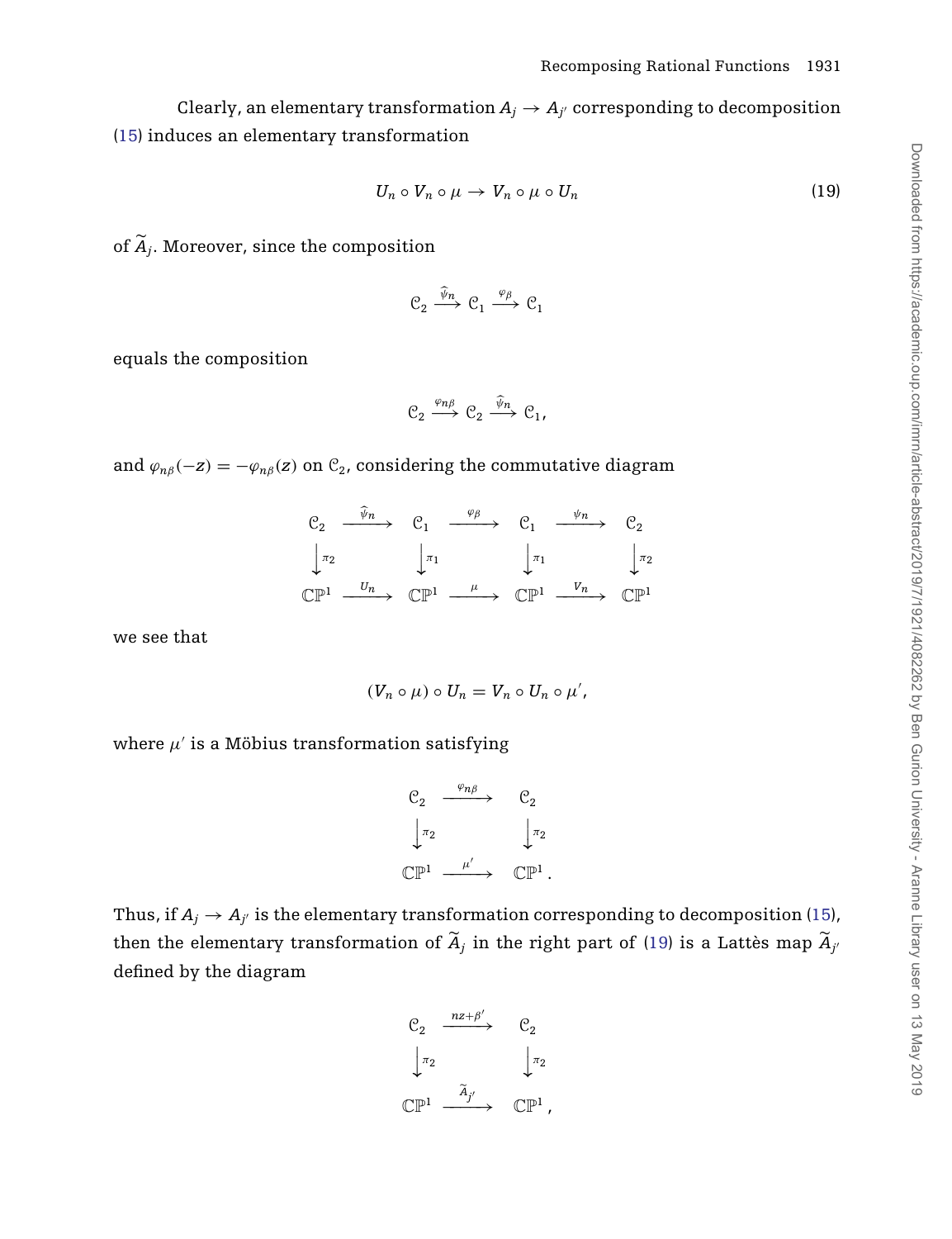Clearly, an elementary transformation $A_j \to A_{j'}$ corresponding to decomposition (15) induces an elementary transformation

$$U_n \circ V_n \circ \mu \to V_n \circ \mu \circ U_n \tag{19}$$

of $\widetilde{A}_j$. Moreover, since the composition

$$\mathcal{C}_2 \xrightarrow{\widehat{\psi}_n} \mathcal{C}_1 \xrightarrow{\varphi_\beta} \mathcal{C}_1$$

equals the composition

$$\mathcal{C}_2 \xrightarrow{\varphi_{n\beta}} \mathcal{C}_2 \xrightarrow{\widehat{\psi}_n} \mathcal{C}_1,$$

and $\varphi_{n\beta}(-z) = -\varphi_{n\beta}(z)$ on $\mathcal{C}_2$, considering the commutative diagram

$$\begin{array}{ccccccc}
\mathcal{C}_2 & \xrightarrow{\widehat{\psi}_n} & \mathcal{C}_1 & \xrightarrow{\varphi_\beta} & \mathcal{C}_1 & \xrightarrow{\psi_n} & \mathcal{C}_2 \\
\downarrow{\pi_2} & & \downarrow{\pi_1} & & \downarrow{\pi_1} & & \downarrow{\pi_2} \\
\mathbb{CP}^1 & \xrightarrow{U_n} & \mathbb{CP}^1 & \xrightarrow{\mu} & \mathbb{CP}^1 & \xrightarrow{V_n} & \mathbb{CP}^1
\end{array}$$

we see that

$$(V_n \circ \mu) \circ U_n = V_n \circ U_n \circ \mu',$$

where $\mu'$ is a Möbius transformation satisfying

$$\begin{array}{ccc}
\mathcal{C}_2 & \xrightarrow{\varphi_{n\beta}} & \mathcal{C}_2 \\
\downarrow{\pi_2} & & \downarrow{\pi_2} \\
\mathbb{CP}^1 & \xrightarrow{\mu'} & \mathbb{CP}^1 .
\end{array}$$

Thus, if $A_j \to A_{j'}$ is the elementary transformation corresponding to decomposition (15), then the elementary transformation of $\widetilde{A}_j$ in the right part of (19) is a Lattès map $\widetilde{A}_{j'}$ defined by the diagram

$$\begin{array}{ccc}
\mathcal{C}_2 & \xrightarrow{nz+\beta'} & \mathcal{C}_2 \\
\downarrow{\pi_2} & & \downarrow{\pi_2} \\
\mathbb{CP}^1 & \xrightarrow{\widetilde{A}_{j'}} & \mathbb{CP}^1 ,
\end{array}$$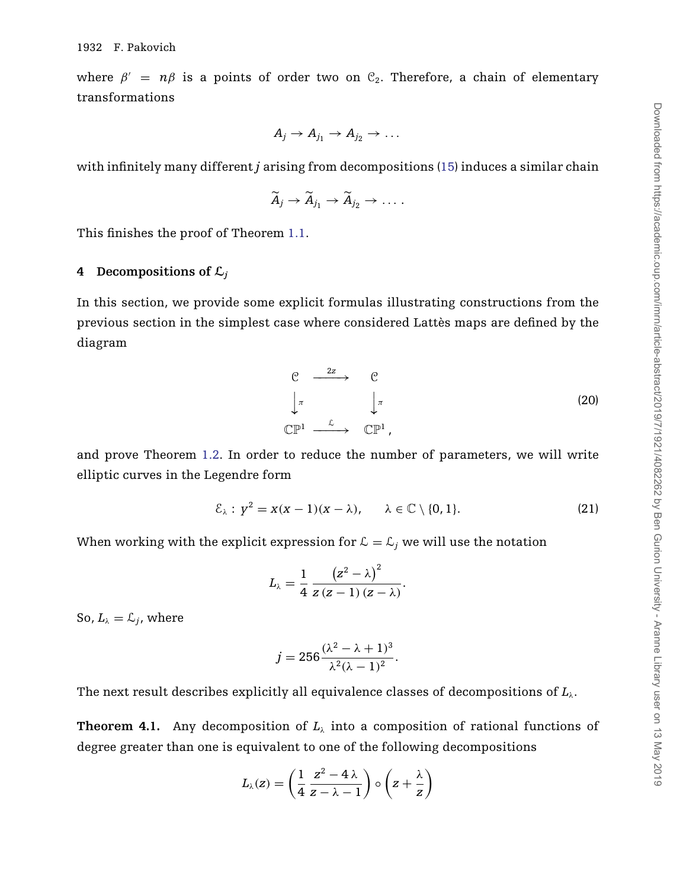where $\beta' = n\beta$ is a points of order two on $\mathcal{C}_2$. Therefore, a chain of elementary transformations

$$A_j \to A_{j_1} \to A_{j_2} \to \dots$$

with infinitely many different $j$ arising from decompositions (15) induces a similar chain

$$\widetilde{A}_j \to \widetilde{A}_{j_1} \to \widetilde{A}_{j_2} \to \dots .$$

This finishes the proof of Theorem 1.1.

## 4 Decompositions of $\mathcal{L}_j$

In this section, we provide some explicit formulas illustrating constructions from the previous section in the simplest case where considered Lattès maps are defined by the diagram

$$\begin{array}{ccc} \mathcal{C} & \xrightarrow{2z} & \mathcal{C} \\ \downarrow \pi & & \downarrow \pi \\ \mathbb{CP}^1 & \xrightarrow{\mathcal{L}} & \mathbb{CP}^1 , \end{array} \tag{20}$$

and prove Theorem 1.2. In order to reduce the number of parameters, we will write elliptic curves in the Legendre form

$$\mathcal{E}_\lambda : \, y^2 = x(x-1)(x-\lambda), \qquad \lambda \in \mathbb{C} \setminus \{0, 1\}. \tag{21}$$

When working with the explicit expression for $\mathcal{L} = \mathcal{L}_j$ we will use the notation

$$L_\lambda = \frac{1}{4} \, \frac{\left(z^2 - \lambda\right)^2}{z\,(z-1)\,(z-\lambda)}.$$

So, $L_\lambda = \mathcal{L}_j$, where

$$j = 256 \, \frac{(\lambda^2 - \lambda + 1)^3}{\lambda^2(\lambda - 1)^2}.$$

The next result describes explicitly all equivalence classes of decompositions of $L_\lambda$.

**Theorem 4.1.** Any decomposition of $L_\lambda$ into a composition of rational functions of degree greater than one is equivalent to one of the following decompositions

$$L_\lambda(z) = \left(\frac{1}{4}\,\frac{z^2 - 4\,\lambda}{z - \lambda - 1}\right) \circ \left(z + \frac{\lambda}{z}\right)$$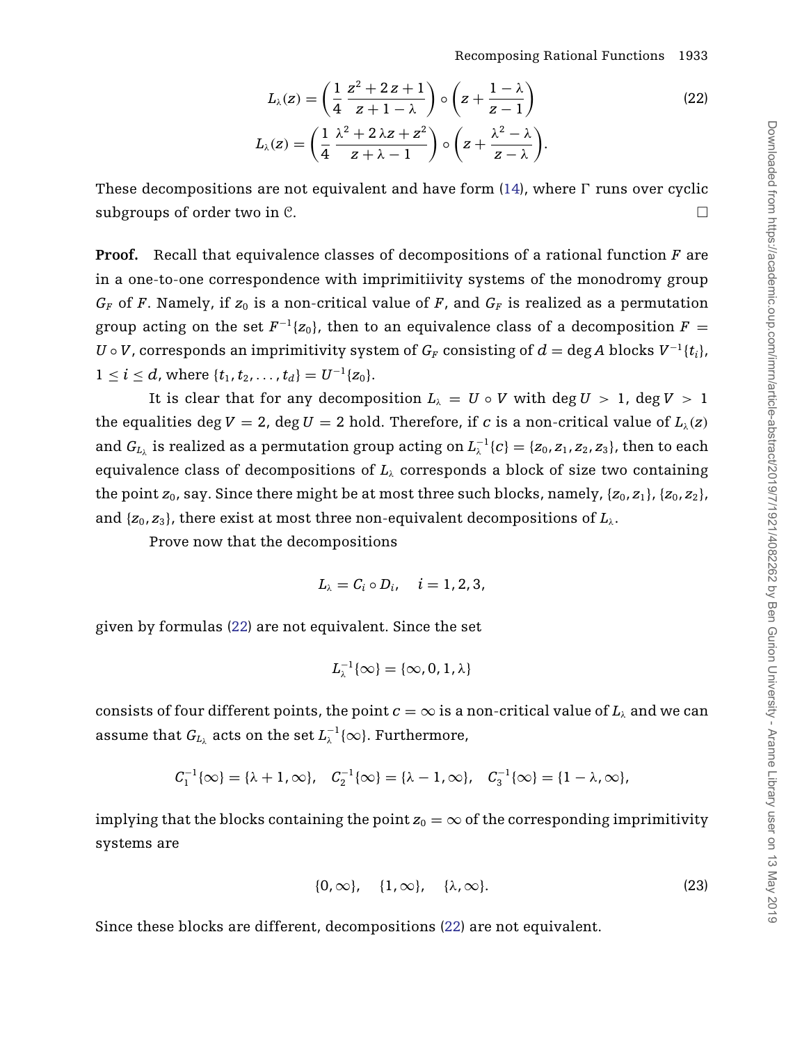$$L_\lambda(z) = \left(\frac{1}{4}\,\frac{z^2+2z+1}{z+1-\lambda}\right) \circ \left(z + \frac{1-\lambda}{z-1}\right) \tag{22}$$

$$L_\lambda(z) = \left(\frac{1}{4}\,\frac{\lambda^2+2\lambda z+z^2}{z+\lambda-1}\right) \circ \left(z + \frac{\lambda^2-\lambda}{z-\lambda}\right).$$

These decompositions are not equivalent and have form (14), where $\Gamma$ runs over cyclic subgroups of order two in $\mathcal{C}$. $\square$

**Proof.** Recall that equivalence classes of decompositions of a rational function $F$ are in a one-to-one correspondence with imprimitiivity systems of the monodromy group $G_F$ of $F$. Namely, if $z_0$ is a non-critical value of $F$, and $G_F$ is realized as a permutation group acting on the set $F^{-1}\{z_0\}$, then to an equivalence class of a decomposition $F = U \circ V$, corresponds an imprimitivity system of $G_F$ consisting of $d = \deg A$ blocks $V^{-1}\{t_i\}$, $1 \le i \le d$, where $\{t_1, t_2, \ldots, t_d\} = U^{-1}\{z_0\}$.

It is clear that for any decomposition $L_\lambda = U \circ V$ with $\deg U > 1$, $\deg V > 1$ the equalities $\deg V = 2$, $\deg U = 2$ hold. Therefore, if $c$ is a non-critical value of $L_\lambda(z)$ and $G_{L_\lambda}$ is realized as a permutation group acting on $L_\lambda^{-1}\{c\} = \{z_0, z_1, z_2, z_3\}$, then to each equivalence class of decompositions of $L_\lambda$ corresponds a block of size two containing the point $z_0$, say. Since there might be at most three such blocks, namely, $\{z_0, z_1\}$, $\{z_0, z_2\}$, and $\{z_0, z_3\}$, there exist at most three non-equivalent decompositions of $L_\lambda$.

Prove now that the decompositions

$$L_\lambda = C_i \circ D_i, \quad i = 1, 2, 3,$$

given by formulas (22) are not equivalent. Since the set

$$L_\lambda^{-1}\{\infty\} = \{\infty, 0, 1, \lambda\}$$

consists of four different points, the point $c = \infty$ is a non-critical value of $L_\lambda$ and we can assume that $G_{L_\lambda}$ acts on the set $L_\lambda^{-1}\{\infty\}$. Furthermore,

$$C_1^{-1}\{\infty\} = \{\lambda+1, \infty\}, \quad C_2^{-1}\{\infty\} = \{\lambda-1, \infty\}, \quad C_3^{-1}\{\infty\} = \{1-\lambda, \infty\},$$

implying that the blocks containing the point $z_0 = \infty$ of the corresponding imprimitivity systems are

$$\{0, \infty\}, \quad \{1, \infty\}, \quad \{\lambda, \infty\}. \tag{23}$$

Since these blocks are different, decompositions (22) are not equivalent.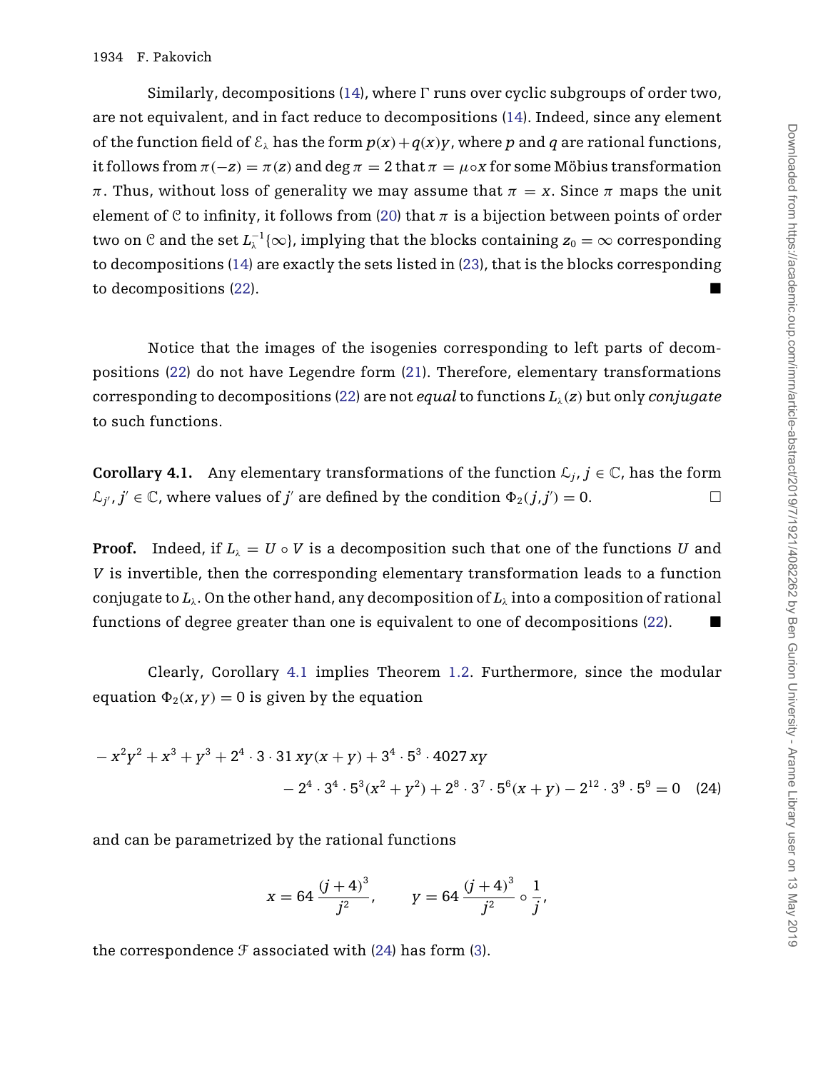Similarly, decompositions (14), where $\Gamma$ runs over cyclic subgroups of order two, are not equivalent, and in fact reduce to decompositions (14). Indeed, since any element of the function field of $\mathcal{E}_\lambda$ has the form $p(x)+q(x)y$, where $p$ and $q$ are rational functions, it follows from $\pi(-z)=\pi(z)$ and $\deg \pi = 2$ that $\pi = \mu \circ x$ for some Möbius transformation $\pi$. Thus, without loss of generality we may assume that $\pi = x$. Since $\pi$ maps the unit element of $\mathcal{C}$ to infinity, it follows from (20) that $\pi$ is a bijection between points of order two on $\mathcal{C}$ and the set $L_\lambda^{-1}\{\infty\}$, implying that the blocks containing $z_0=\infty$ corresponding to decompositions (14) are exactly the sets listed in (23), that is the blocks corresponding to decompositions (22). ■

Notice that the images of the isogenies corresponding to left parts of decompositions (22) do not have Legendre form (21). Therefore, elementary transformations corresponding to decompositions (22) are not *equal* to functions $L_\lambda(z)$ but only *conjugate* to such functions.

**Corollary 4.1.** Any elementary transformations of the function $\mathcal{L}_j$, $j\in\mathbb{C}$, has the form $\mathcal{L}_{j'}$, $j'\in\mathbb{C}$, where values of $j'$ are defined by the condition $\Phi_2(j,j')=0$. □

**Proof.** Indeed, if $L_\lambda = U\circ V$ is a decomposition such that one of the functions $U$ and $V$ is invertible, then the corresponding elementary transformation leads to a function conjugate to $L_\lambda$. On the other hand, any decomposition of $L_\lambda$ into a composition of rational functions of degree greater than one is equivalent to one of decompositions (22). ■

Clearly, Corollary 4.1 implies Theorem 1.2. Furthermore, since the modular equation $\Phi_2(x,y)=0$ is given by the equation

$$
\begin{aligned}
-x^2y^2 + x^3 + y^3 + 2^4\cdot 3\cdot 31\, xy(x+y) + 3^4\cdot 5^3\cdot 4027\, xy \\
- 2^4\cdot 3^4\cdot 5^3(x^2+y^2) + 2^8\cdot 3^7\cdot 5^6(x+y) - 2^{12}\cdot 3^9\cdot 5^9 = 0 \quad (24)
\end{aligned}
$$

and can be parametrized by the rational functions

$$
x = 64\,\frac{(j+4)^3}{j^2}, \qquad y = 64\,\frac{(j+4)^3}{j^2}\circ\frac{1}{j},
$$

the correspondence $\mathcal{F}$ associated with (24) has form (3).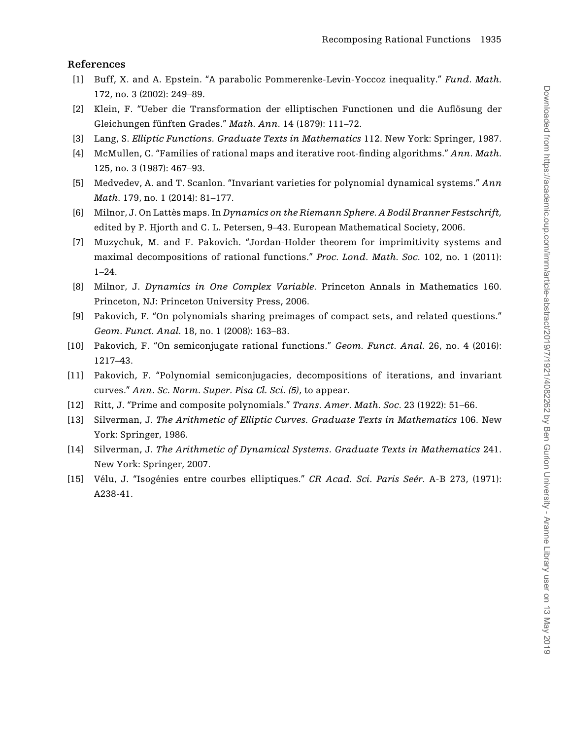## References

[1] Buff, X. and A. Epstein. “A parabolic Pommerenke-Levin-Yoccoz inequality.” *Fund. Math.* 172, no. 3 (2002): 249–89.

[2] Klein, F. “Ueber die Transformation der elliptischen Functionen und die Auflösung der Gleichungen fünften Grades.” *Math. Ann.* 14 (1879): 111–72.

[3] Lang, S. *Elliptic Functions. Graduate Texts in Mathematics* 112. New York: Springer, 1987.

[4] McMullen, C. “Families of rational maps and iterative root-finding algorithms.” *Ann. Math.* 125, no. 3 (1987): 467–93.

[5] Medvedev, A. and T. Scanlon. “Invariant varieties for polynomial dynamical systems.” *Ann Math*. 179, no. 1 (2014): 81–177.

[6] Milnor, J. On Lattès maps. In *Dynamics on the Riemann Sphere. A Bodil Branner Festschrift,* edited by P. Hjorth and C. L. Petersen, 9–43. European Mathematical Society, 2006.

[7] Muzychuk, M. and F. Pakovich. “Jordan-Holder theorem for imprimitivity systems and maximal decompositions of rational functions.” *Proc. Lond. Math. Soc*. 102, no. 1 (2011): 1–24.

[8] Milnor, J. *Dynamics in One Complex Variable*. Princeton Annals in Mathematics 160. Princeton, NJ: Princeton University Press, 2006.

[9] Pakovich, F. “On polynomials sharing preimages of compact sets, and related questions.” *Geom. Funct. Anal*. 18, no. 1 (2008): 163–83.

[10] Pakovich, F. “On semiconjugate rational functions.” *Geom. Funct. Anal*. 26, no. 4 (2016): 1217–43.

[11] Pakovich, F. “Polynomial semiconjugacies, decompositions of iterations, and invariant curves.” *Ann. Sc. Norm. Super. Pisa Cl. Sci. (5)*, to appear.

[12] Ritt, J. “Prime and composite polynomials.” *Trans. Amer. Math. Soc*. 23 (1922): 51–66.

[13] Silverman, J. *The Arithmetic of Elliptic Curves. Graduate Texts in Mathematics* 106. New York: Springer, 1986.

[14] Silverman, J. *The Arithmetic of Dynamical Systems. Graduate Texts in Mathematics* 241. New York: Springer, 2007.

[15] Vélu, J. “Isogénies entre courbes elliptiques.” *CR Acad. Sci. Paris Seér.* A-B 273, (1971): A238-41.